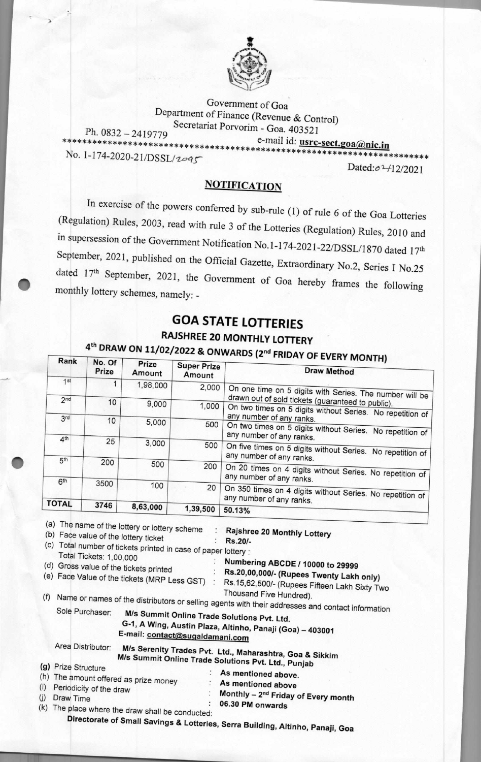Government of Goa
Department of Finance (Revenue & Control)
Secretariat Porvorim - Goa. 403521

Ph. 0832 – 2419779 e-mail id: **usrc-sect.goa@nic.in**

No. 1-174-2020-21/DSSL/2095 Dated: 02/12/2021

## NOTIFICATION

In exercise of the powers conferred by sub-rule (1) of rule 6 of the Goa Lotteries (Regulation) Rules, 2003, read with rule 3 of the Lotteries (Regulation) Rules, 2010 and in supersession of the Government Notification No.1-174-2021-22/DSSL/1870 dated 17th September, 2021, published on the Official Gazette, Extraordinary No.2, Series I No.25 dated 17th September, 2021, the Government of Goa hereby frames the following monthly lottery schemes, namely: -

# GOA STATE LOTTERIES

## RAJSHREE 20 MONTHLY LOTTERY

### 4th DRAW ON 11/02/2022 & ONWARDS (2nd FRIDAY OF EVERY MONTH)

| Rank | No. Of Prize | Prize Amount | Super Prize Amount | Draw Method |
|---|---|---|---|---|
| 1st | 1 | 1,98,000 | 2,000 | On one time on 5 digits with Series. The number will be drawn out of sold tickets (guaranteed to public). |
| 2nd | 10 | 9,000 | 1,000 | On two times on 5 digits without Series. No repetition of any number of any ranks. |
| 3rd | 10 | 5,000 | 500 | On two times on 5 digits without Series. No repetition of any number of any ranks. |
| 4th | 25 | 3,000 | 500 | On five times on 5 digits without Series. No repetition of any number of any ranks. |
| 5th | 200 | 500 | 200 | On 20 times on 4 digits without Series. No repetition of any number of any ranks. |
| 6th | 3500 | 100 | 20 | On 350 times on 4 digits without Series. No repetition of any number of any ranks. |
| TOTAL | 3746 | 8,63,000 | 1,39,500 | 50.13% |

(a) The name of the lottery or lottery scheme : **Rajshree 20 Monthly Lottery**

(b) Face value of the lottery ticket : **Rs.20/-**

(c) Total number of tickets printed in case of paper lottery :
Total Tickets: 1,00,000 : **Numbering ABCDE / 10000 to 29999**

(d) Gross value of the tickets printed : **Rs.20,00,000/- (Rupees Twenty Lakh only)**

(e) Face Value of the tickets (MRP Less GST) : Rs.15,62,500/- (Rupees Fifteen Lakh Sixty Two Thousand Five Hundred).

(f) Name or names of the distributors or selling agents with their addresses and contact information

Sole Purchaser: **M/s Summit Online Trade Solutions Pvt. Ltd.**
**G-1, A Wing, Austin Plaza, Altinho, Panaji (Goa) – 403001**
**E-mail: contact@sugaldamani.com**

Area Distributor: **M/s Serenity Trades Pvt. Ltd., Maharashtra, Goa & Sikkim**
**M/s Summit Online Trade Solutions Pvt. Ltd., Punjab**

(g) Prize Structure : **As mentioned above.**

(h) The amount offered as prize money : **As mentioned above**

(i) Periodicity of the draw : **Monthly – 2nd Friday of Every month**

(j) Draw Time : **06.30 PM onwards**

(k) The place where the draw shall be conducted:
**Directorate of Small Savings & Lotteries, Serra Building, Altinho, Panaji, Goa**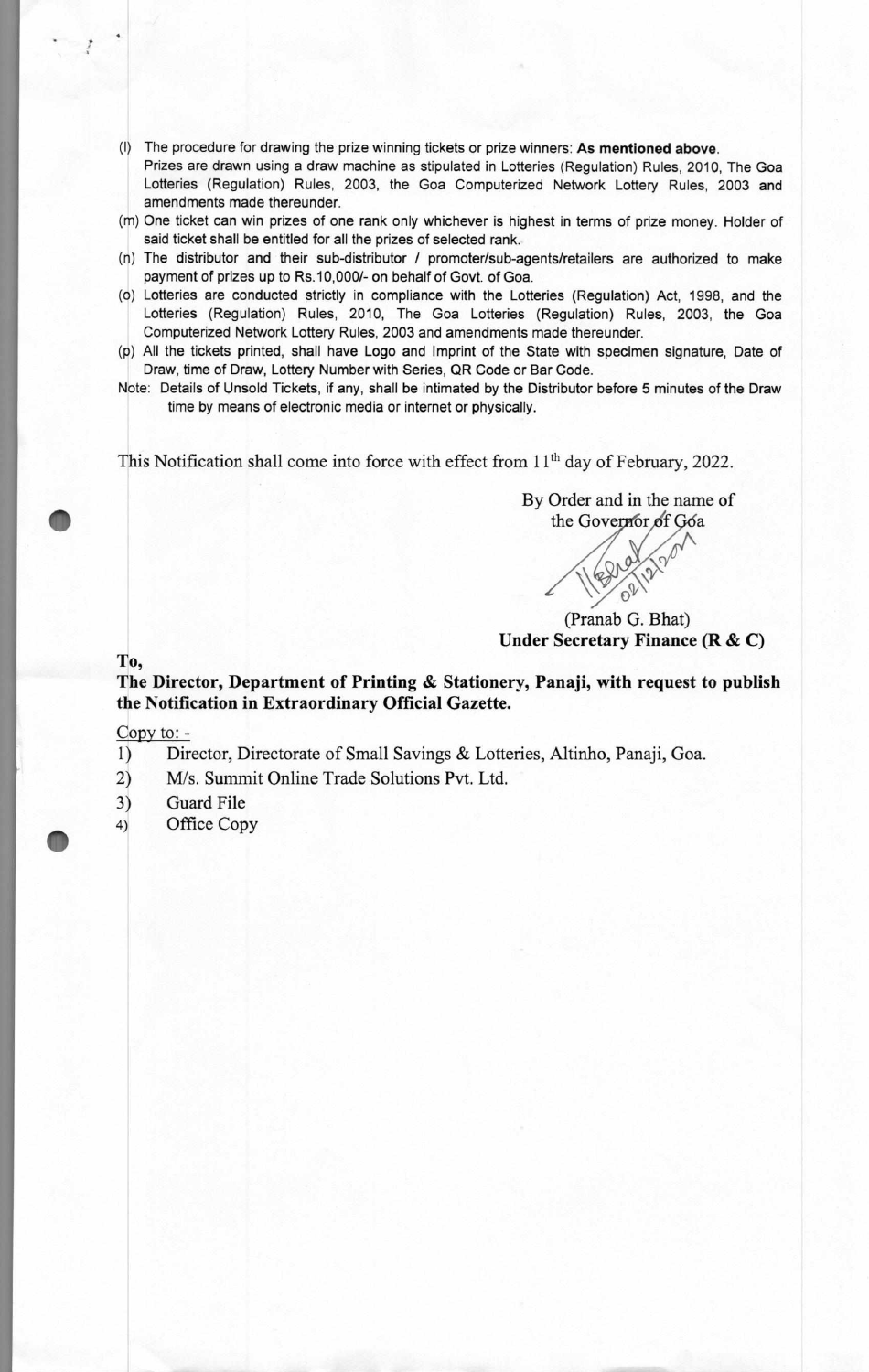(l) The procedure for drawing the prize winning tickets or prize winners: **As mentioned above**.
Prizes are drawn using a draw machine as stipulated in Lotteries (Regulation) Rules, 2010, The Goa Lotteries (Regulation) Rules, 2003, the Goa Computerized Network Lottery Rules, 2003 and amendments made thereunder.

(m) One ticket can win prizes of one rank only whichever is highest in terms of prize money. Holder of said ticket shall be entitled for all the prizes of selected rank.

(n) The distributor and their sub-distributor / promoter/sub-agents/retailers are authorized to make payment of prizes up to Rs.10,000/- on behalf of Govt. of Goa.

(o) Lotteries are conducted strictly in compliance with the Lotteries (Regulation) Act, 1998, and the Lotteries (Regulation) Rules, 2010, The Goa Lotteries (Regulation) Rules, 2003, the Goa Computerized Network Lottery Rules, 2003 and amendments made thereunder.

(p) All the tickets printed, shall have Logo and Imprint of the State with specimen signature, Date of Draw, time of Draw, Lottery Number with Series, QR Code or Bar Code.

Note: Details of Unsold Tickets, if any, shall be intimated by the Distributor before 5 minutes of the Draw time by means of electronic media or internet or physically.

This Notification shall come into force with effect from 11th day of February, 2022.

By Order and in the name of
the Governor of Goa

(Pranab G. Bhat)
**Under Secretary Finance (R & C)**

**To,**
**The Director, Department of Printing & Stationery, Panaji, with request to publish the Notification in Extraordinary Official Gazette.**

Copy to: -

1) Director, Directorate of Small Savings & Lotteries, Altinho, Panaji, Goa.
2) M/s. Summit Online Trade Solutions Pvt. Ltd.
3) Guard File
4) Office Copy